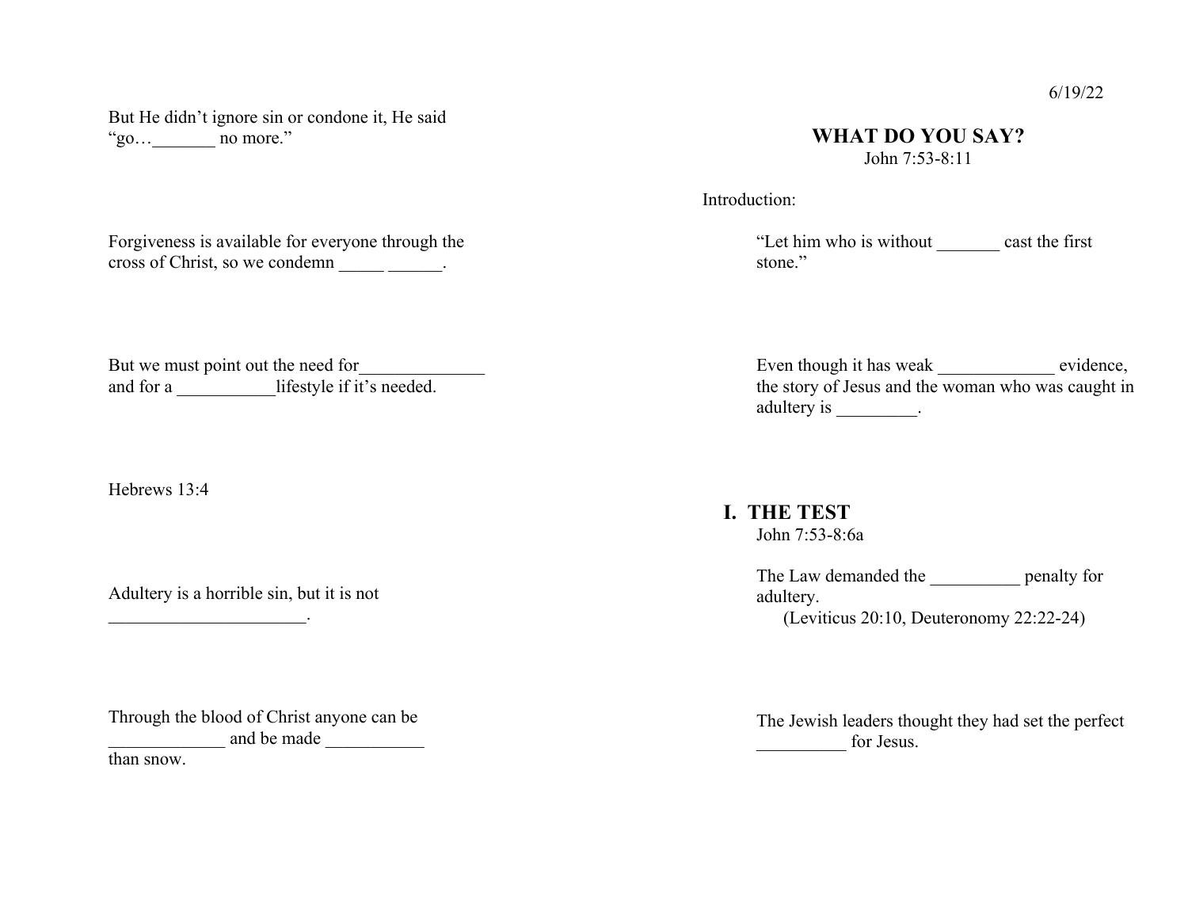6/19/22

# WHAT DO YOU SAY?

John 7:53-8:11

Introduction:

“Let him who is without _______ cast the first stone.”

Even though it has weak _____________ evidence, the story of Jesus and the woman who was caught in adultery is _________.

## I. THE TEST

John 7:53-8:6a

The Law demanded the __________ penalty for adultery.

(Leviticus 20:10, Deuteronomy 22:22-24)

The Jewish leaders thought they had set the perfect __________ for Jesus.

But He didn’t ignore sin or condone it, He said “go…_______ no more.”

Forgiveness is available for everyone through the cross of Christ, so we condemn _____ ______.

But we must point out the need for______________ and for a ___________lifestyle if it’s needed.

Hebrews 13:4

Adultery is a horrible sin, but it is not ______________________.

Through the blood of Christ anyone can be _____________ and be made ___________ than snow.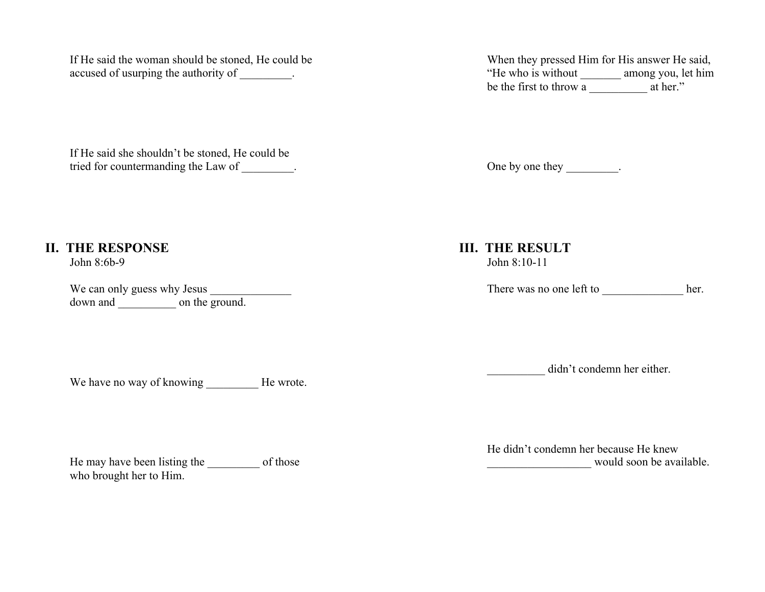If He said the woman should be stoned, He could be accused of usurping the authority of _________.

If He said she shouldn't be stoned, He could be tried for countermanding the Law of _________.

## II. THE RESPONSE

John 8:6b-9

We can only guess why Jesus ______________ down and __________ on the ground.

We have no way of knowing _________ He wrote.

He may have been listing the _________ of those who brought her to Him.

When they pressed Him for His answer He said, "He who is without _______ among you, let him be the first to throw a __________ at her."

One by one they _________.

## III. THE RESULT

John 8:10-11

There was no one left to ______________ her.

__________ didn't condemn her either.

He didn't condemn her because He knew __________________ would soon be available.